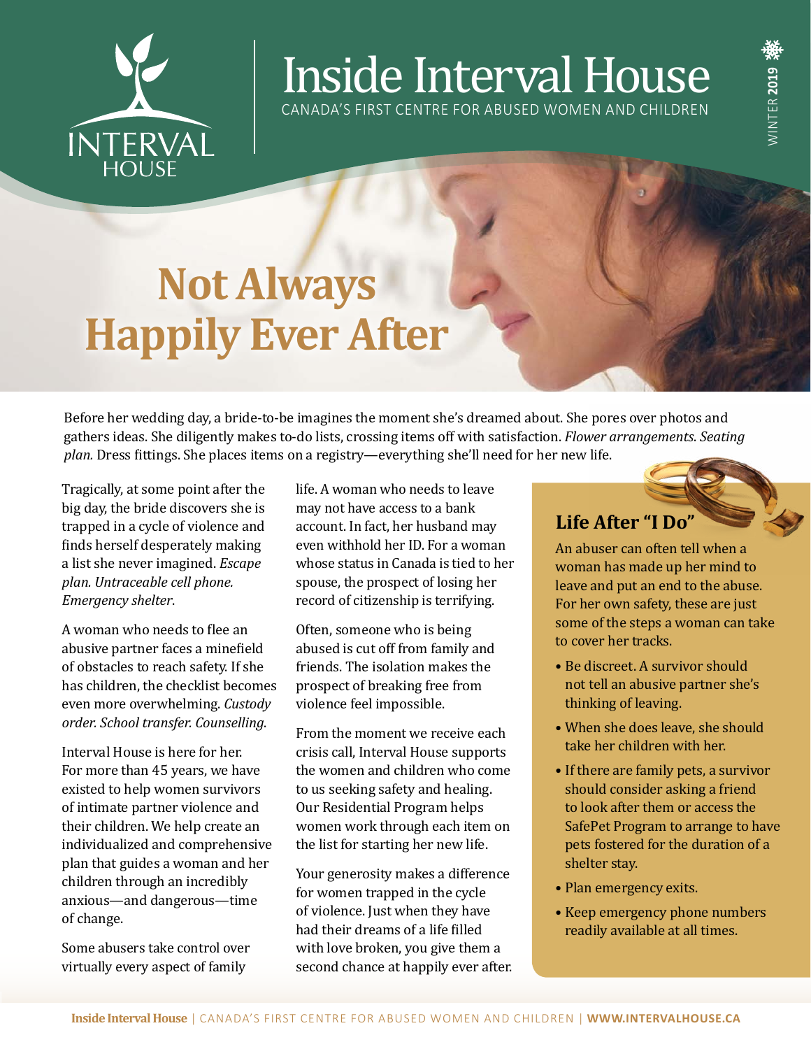# Inside Interval House

CANADA'S FIRST CENTRE FOR ABUSED WOMEN AND CHILDREN

WINTER **2019**

# Not Always Happily Ever After

Before her wedding day, a bride-to-be imagines the moment she's dreamed about. She pores over photos and gathers ideas. She diligently makes to-do lists, crossing items off with satisfaction. *Flower arrangements. Seating plan.* Dress fittings. She places items on a registry—everything she'll need for her new life.

Tragically, at some point after the big day, the bride discovers she is trapped in a cycle of violence and finds herself desperately making a list she never imagined. *Escape plan. Untraceable cell phone. Emergency shelter*.

A woman who needs to flee an abusive partner faces a minefield of obstacles to reach safety. If she has children, the checklist becomes even more overwhelming. *Custody order. School transfer. Counselling*.

Interval House is here for her. For more than 45 years, we have existed to help women survivors of intimate partner violence and their children. We help create an individualized and comprehensive plan that guides a woman and her children through an incredibly anxious—and dangerous—time of change.

Some abusers take control over virtually every aspect of family life. A woman who needs to leave may not have access to a bank account. In fact, her husband may even withhold her ID. For a woman whose status in Canada is tied to her spouse, the prospect of losing her record of citizenship is terrifying.

Often, someone who is being abused is cut off from family and friends. The isolation makes the prospect of breaking free from violence feel impossible.

From the moment we receive each crisis call, Interval House supports the women and children who come to us seeking safety and healing. Our Residential Program helps women work through each item on the list for starting her new life.

Your generosity makes a difference for women trapped in the cycle of violence. Just when they have had their dreams of a life filled with love broken, you give them a second chance at happily ever after.

## Life After "I Do"

An abuser can often tell when a woman has made up her mind to leave and put an end to the abuse. For her own safety, these are just some of the steps a woman can take to cover her tracks.

- Be discreet. A survivor should not tell an abusive partner she's thinking of leaving.
- When she does leave, she should take her children with her.
- If there are family pets, a survivor should consider asking a friend to look after them or access the SafePet Program to arrange to have pets fostered for the duration of a shelter stay.
- Plan emergency exits.
- Keep emergency phone numbers readily available at all times.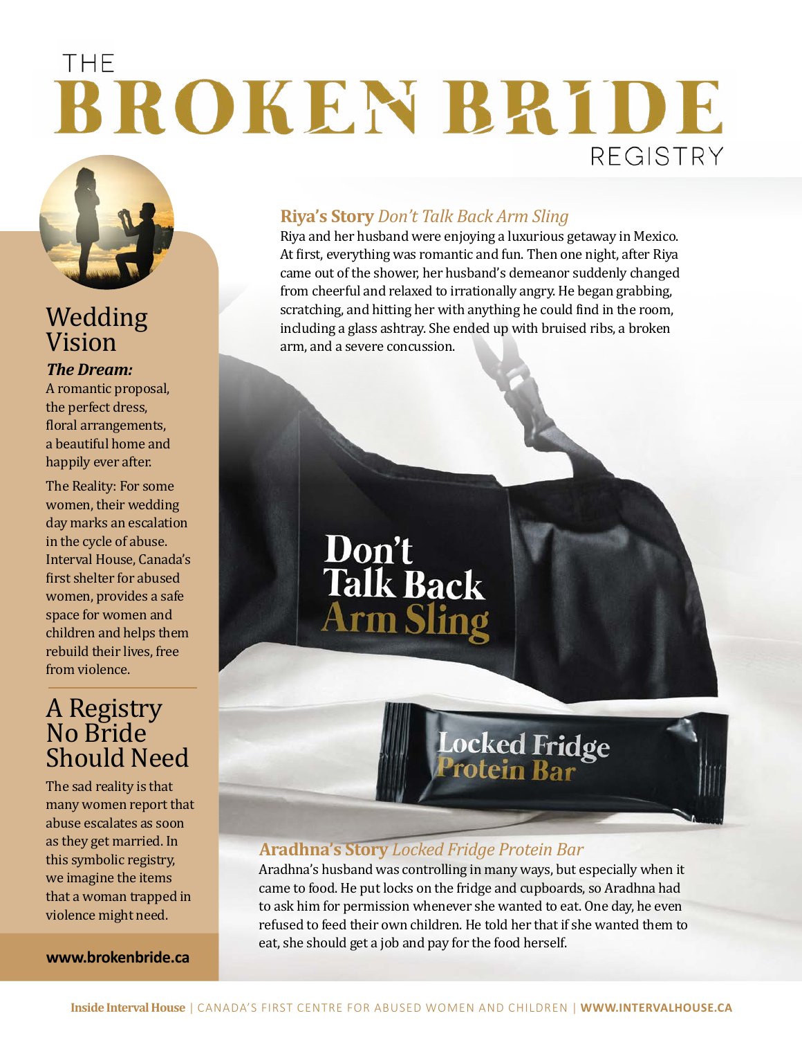# THE BROKEN BRIDE REGISTRY

## Wedding Vision

***The Dream:***
A romantic proposal, the perfect dress, floral arrangements, a beautiful home and happily ever after.

The Reality: For some women, their wedding day marks an escalation in the cycle of abuse. Interval House, Canada's first shelter for abused women, provides a safe space for women and children and helps them rebuild their lives, free from violence.

## A Registry No Bride Should Need

The sad reality is that many women report that abuse escalates as soon as they get married. In this symbolic registry, we imagine the items that a woman trapped in violence might need.

**www.brokenbride.ca**

### Riya's Story *Don't Talk Back Arm Sling*

Riya and her husband were enjoying a luxurious getaway in Mexico. At first, everything was romantic and fun. Then one night, after Riya came out of the shower, her husband's demeanor suddenly changed from cheerful and relaxed to irrationally angry. He began grabbing, scratching, and hitting her with anything he could find in the room, including a glass ashtray. She ended up with bruised ribs, a broken arm, and a severe concussion.

Don't Talk Back Arm Sling

Locked Fridge Protein Bar

### Aradhna's Story *Locked Fridge Protein Bar*

Aradhna's husband was controlling in many ways, but especially when it came to food. He put locks on the fridge and cupboards, so Aradhna had to ask him for permission whenever she wanted to eat. One day, he even refused to feed their own children. He told her that if she wanted them to eat, she should get a job and pay for the food herself.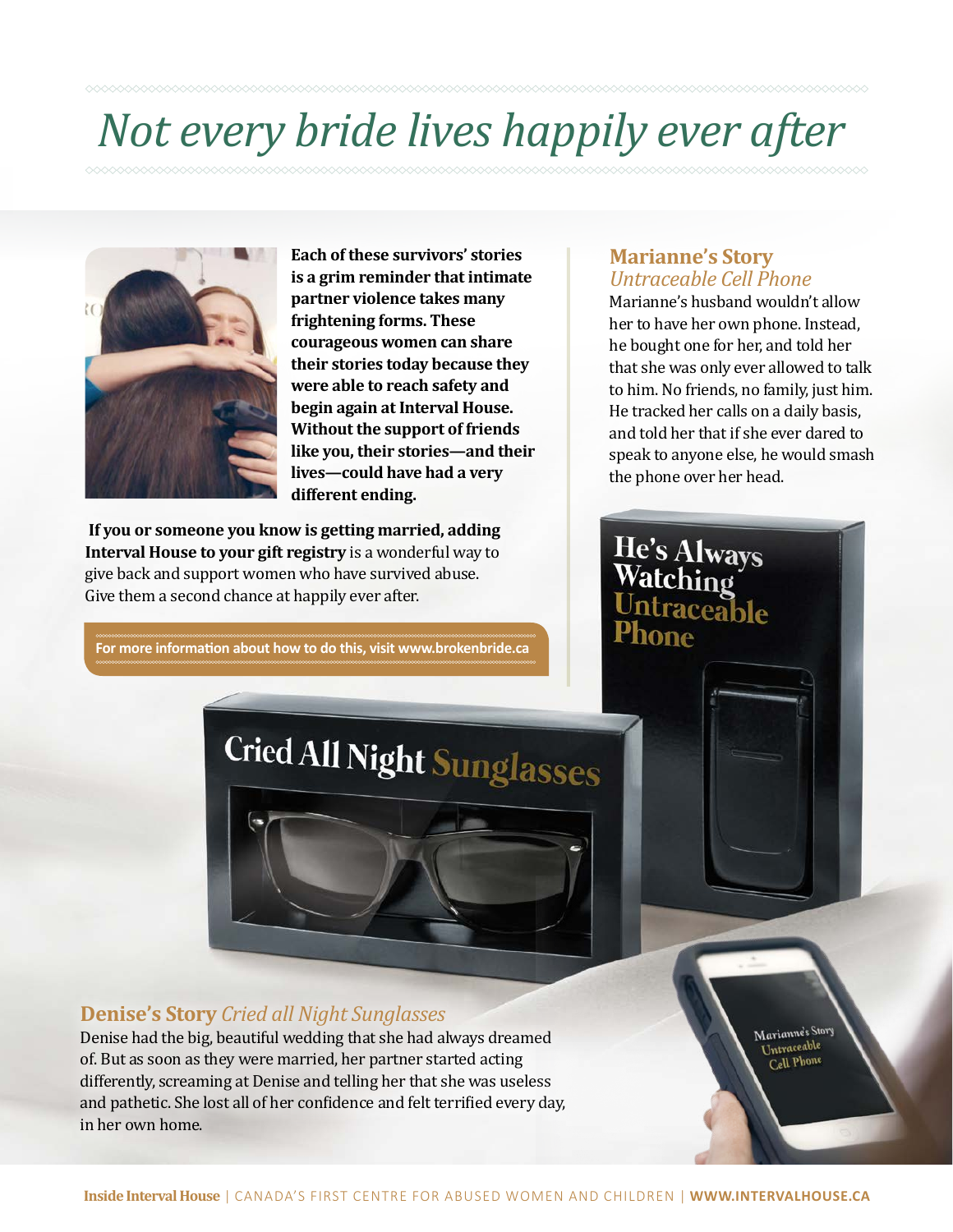# Not every bride lives happily ever after

**Each of these survivors' stories is a grim reminder that intimate partner violence takes many frightening forms. These courageous women can share their stories today because they were able to reach safety and begin again at Interval House. Without the support of friends like you, their stories—and their lives—could have had a very different ending.**

**If you or someone you know is getting married, adding Interval House to your gift registry** is a wonderful way to give back and support women who have survived abuse. Give them a second chance at happily ever after.

**For more information about how to do this, visit www.brokenbride.ca**

## Marianne's Story
*Untraceable Cell Phone*

Marianne's husband wouldn't allow her to have her own phone. Instead, he bought one for her, and told her that she was only ever allowed to talk to him. No friends, no family, just him. He tracked her calls on a daily basis, and told her that if she ever dared to speak to anyone else, he would smash the phone over her head.

## Denise's Story *Cried all Night Sunglasses*

Denise had the big, beautiful wedding that she had always dreamed of. But as soon as they were married, her partner started acting differently, screaming at Denise and telling her that she was useless and pathetic. She lost all of her confidence and felt terrified every day, in her own home.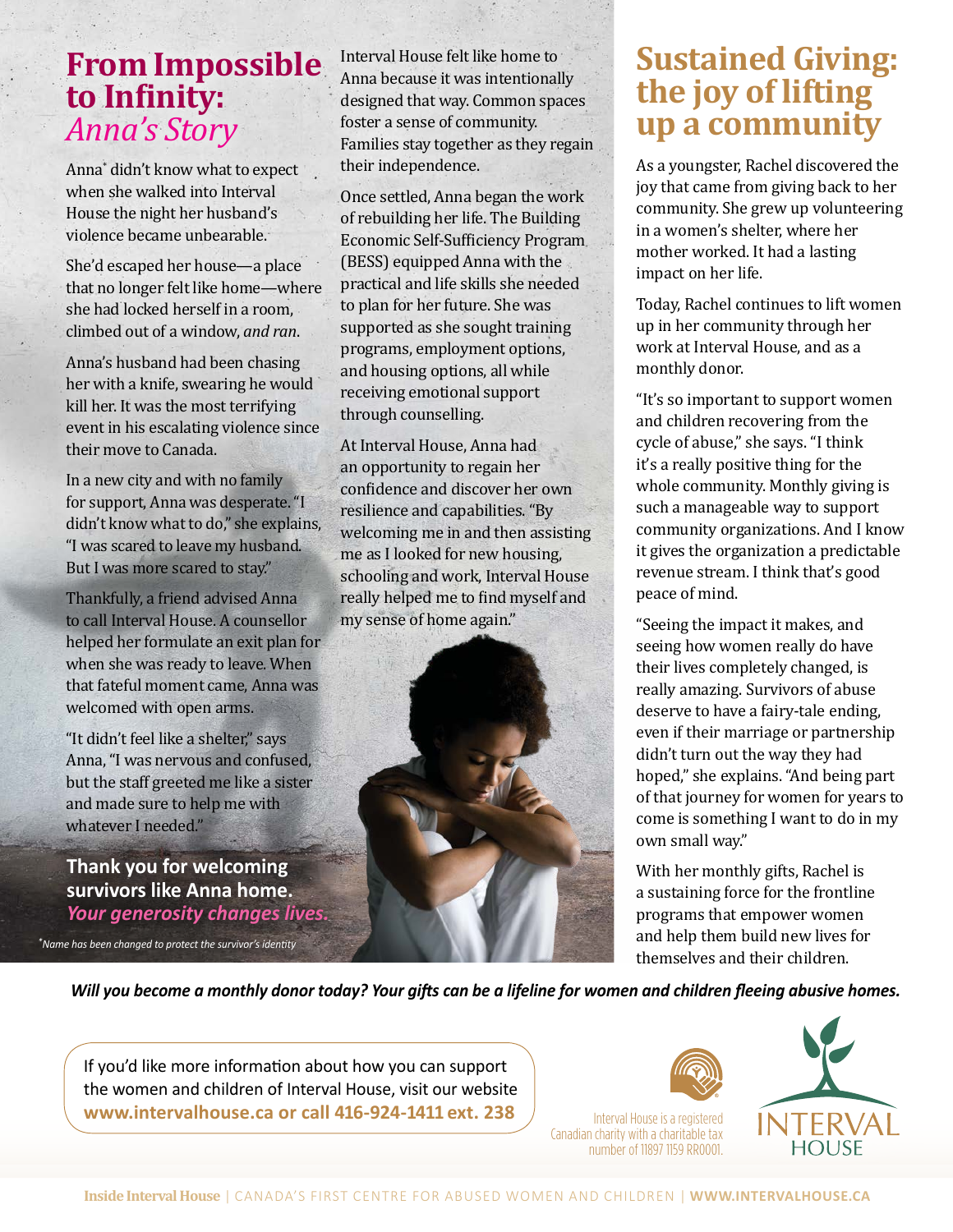# From Impossible to Infinity: *Anna's Story*

Anna* didn't know what to expect when she walked into Interval House the night her husband's violence became unbearable.

She'd escaped her house—a place that no longer felt like home—where she had locked herself in a room, climbed out of a window, *and ran*.

Anna's husband had been chasing her with a knife, swearing he would kill her. It was the most terrifying event in his escalating violence since their move to Canada.

In a new city and with no family for support, Anna was desperate. "I didn't know what to do," she explains, "I was scared to leave my husband. But I was more scared to stay."

Thankfully, a friend advised Anna to call Interval House. A counsellor helped her formulate an exit plan for when she was ready to leave. When that fateful moment came, Anna was welcomed with open arms.

"It didn't feel like a shelter," says Anna, "I was nervous and confused, but the staff greeted me like a sister and made sure to help me with whatever I needed."

Interval House felt like home to Anna because it was intentionally designed that way. Common spaces foster a sense of community. Families stay together as they regain their independence.

Once settled, Anna began the work of rebuilding her life. The Building Economic Self-Sufficiency Program (BESS) equipped Anna with the practical and life skills she needed to plan for her future. She was supported as she sought training programs, employment options, and housing options, all while receiving emotional support through counselling.

At Interval House, Anna had an opportunity to regain her confidence and discover her own resilience and capabilities. "By welcoming me in and then assisting me as I looked for new housing, schooling and work, Interval House really helped me to find myself and my sense of home again."

**Thank you for welcoming survivors like Anna home.**
***Your generosity changes lives.***

*Name has been changed to protect the survivor's identity

# Sustained Giving: the joy of lifting up a community

As a youngster, Rachel discovered the joy that came from giving back to her community. She grew up volunteering in a women's shelter, where her mother worked. It had a lasting impact on her life.

Today, Rachel continues to lift women up in her community through her work at Interval House, and as a monthly donor.

"It's so important to support women and children recovering from the cycle of abuse," she says. "I think it's a really positive thing for the whole community. Monthly giving is such a manageable way to support community organizations. And I know it gives the organization a predictable revenue stream. I think that's good peace of mind.

"Seeing the impact it makes, and seeing how women really do have their lives completely changed, is really amazing. Survivors of abuse deserve to have a fairy-tale ending, even if their marriage or partnership didn't turn out the way they had hoped," she explains. "And being part of that journey for women for years to come is something I want to do in my own small way."

With her monthly gifts, Rachel is a sustaining force for the frontline programs that empower women and help them build new lives for themselves and their children.

***Will you become a monthly donor today? Your gifts can be a lifeline for women and children fleeing abusive homes.***

If you'd like more information about how you can support the women and children of Interval House, visit our website **www.intervalhouse.ca or call 416-924-1411 ext. 238**

Interval House is a registered Canadian charity with a charitable tax number of 11897 1159 RR0001.

INTERVAL HOUSE